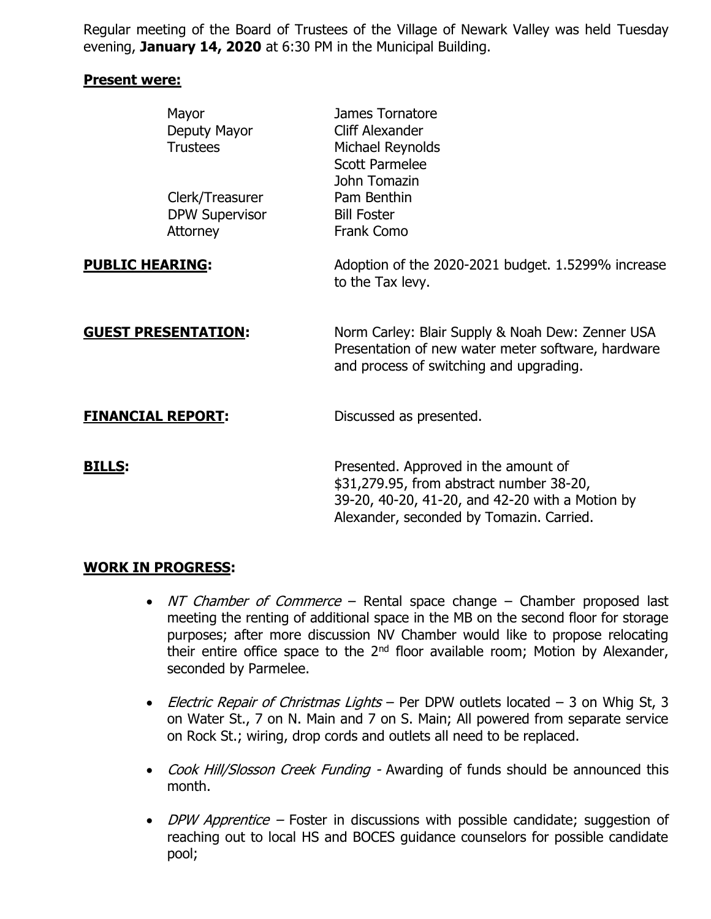Regular meeting of the Board of Trustees of the Village of Newark Valley was held Tuesday evening, **January 14, 2020** at 6:30 PM in the Municipal Building.

**Present were:**

| | |
|---|---|
| Mayor | James Tornatore |
| Deputy Mayor | Cliff Alexander |
| Trustees | Michael Reynolds |
| | Scott Parmelee |
| | John Tomazin |
| Clerk/Treasurer | Pam Benthin |
| DPW Supervisor | Bill Foster |
| Attorney | Frank Como |

**PUBLIC HEARING:** Adoption of the 2020-2021 budget. 1.5299% increase to the Tax levy.

**GUEST PRESENTATION:** Norm Carley: Blair Supply & Noah Dew: Zenner USA Presentation of new water meter software, hardware and process of switching and upgrading.

**FINANCIAL REPORT:** Discussed as presented.

**BILLS:** Presented. Approved in the amount of $31,279.95, from abstract number 38-20, 39-20, 40-20, 41-20, and 42-20 with a Motion by Alexander, seconded by Tomazin. Carried.

**WORK IN PROGRESS:**

- *NT Chamber of Commerce* – Rental space change – Chamber proposed last meeting the renting of additional space in the MB on the second floor for storage purposes; after more discussion NV Chamber would like to propose relocating their entire office space to the 2nd floor available room; Motion by Alexander, seconded by Parmelee.
- *Electric Repair of Christmas Lights* – Per DPW outlets located – 3 on Whig St, 3 on Water St., 7 on N. Main and 7 on S. Main; All powered from separate service on Rock St.; wiring, drop cords and outlets all need to be replaced.
- *Cook Hill/Slosson Creek Funding* - Awarding of funds should be announced this month.
- *DPW Apprentice* – Foster in discussions with possible candidate; suggestion of reaching out to local HS and BOCES guidance counselors for possible candidate pool;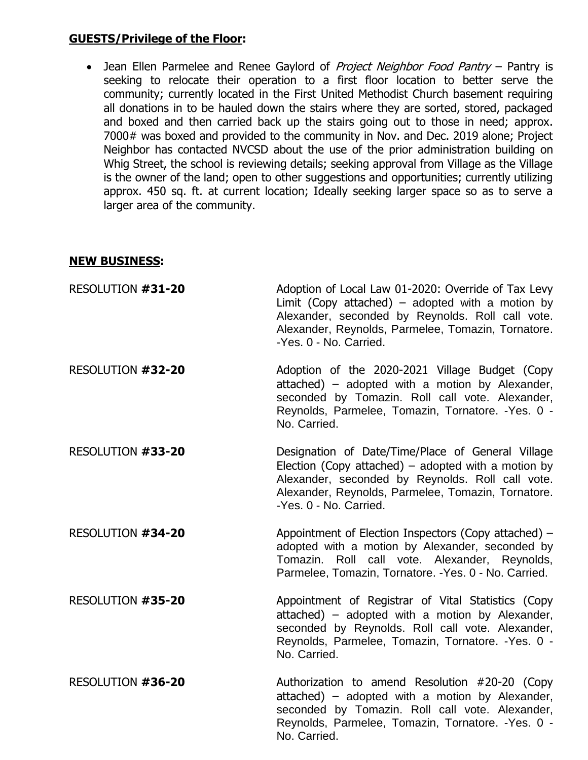**GUESTS/Privilege of the Floor:**

- Jean Ellen Parmelee and Renee Gaylord of *Project Neighbor Food Pantry* – Pantry is seeking to relocate their operation to a first floor location to better serve the community; currently located in the First United Methodist Church basement requiring all donations in to be hauled down the stairs where they are sorted, stored, packaged and boxed and then carried back up the stairs going out to those in need; approx. 7000# was boxed and provided to the community in Nov. and Dec. 2019 alone; Project Neighbor has contacted NVCSD about the use of the prior administration building on Whig Street, the school is reviewing details; seeking approval from Village as the Village is the owner of the land; open to other suggestions and opportunities; currently utilizing approx. 450 sq. ft. at current location; Ideally seeking larger space so as to serve a larger area of the community.

**NEW BUSINESS:**

RESOLUTION **#31-20** — Adoption of Local Law 01-2020: Override of Tax Levy Limit (Copy attached) – adopted with a motion by Alexander, seconded by Reynolds. Roll call vote. Alexander, Reynolds, Parmelee, Tomazin, Tornatore. -Yes. 0 - No. Carried.

RESOLUTION **#32-20** — Adoption of the 2020-2021 Village Budget (Copy attached) – adopted with a motion by Alexander, seconded by Tomazin. Roll call vote. Alexander, Reynolds, Parmelee, Tomazin, Tornatore. -Yes. 0 - No. Carried.

RESOLUTION **#33-20** — Designation of Date/Time/Place of General Village Election (Copy attached) – adopted with a motion by Alexander, seconded by Reynolds. Roll call vote. Alexander, Reynolds, Parmelee, Tomazin, Tornatore. -Yes. 0 - No. Carried.

RESOLUTION **#34-20** — Appointment of Election Inspectors (Copy attached) – adopted with a motion by Alexander, seconded by Tomazin. Roll call vote. Alexander, Reynolds, Parmelee, Tomazin, Tornatore. -Yes. 0 - No. Carried.

RESOLUTION **#35-20** — Appointment of Registrar of Vital Statistics (Copy attached) – adopted with a motion by Alexander, seconded by Reynolds. Roll call vote. Alexander, Reynolds, Parmelee, Tomazin, Tornatore. -Yes. 0 - No. Carried.

RESOLUTION **#36-20** — Authorization to amend Resolution #20-20 (Copy attached) – adopted with a motion by Alexander, seconded by Tomazin. Roll call vote. Alexander, Reynolds, Parmelee, Tomazin, Tornatore. -Yes. 0 - No. Carried.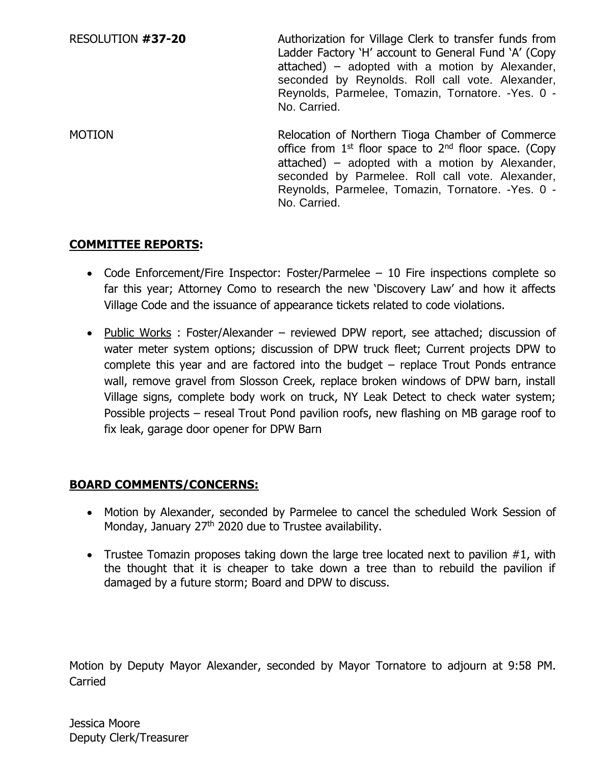RESOLUTION **#37-20** — Authorization for Village Clerk to transfer funds from Ladder Factory 'H' account to General Fund 'A' (Copy attached) – adopted with a motion by Alexander, seconded by Reynolds. Roll call vote. Alexander, Reynolds, Parmelee, Tomazin, Tornatore. -Yes. 0 -No. Carried.

MOTION — Relocation of Northern Tioga Chamber of Commerce office from 1st floor space to 2nd floor space. (Copy attached) – adopted with a motion by Alexander, seconded by Parmelee. Roll call vote. Alexander, Reynolds, Parmelee, Tomazin, Tornatore. -Yes. 0 -No. Carried.

## COMMITTEE REPORTS:

- Code Enforcement/Fire Inspector: Foster/Parmelee – 10 Fire inspections complete so far this year; Attorney Como to research the new 'Discovery Law' and how it affects Village Code and the issuance of appearance tickets related to code violations.
- Public Works : Foster/Alexander – reviewed DPW report, see attached; discussion of water meter system options; discussion of DPW truck fleet; Current projects DPW to complete this year and are factored into the budget – replace Trout Ponds entrance wall, remove gravel from Slosson Creek, replace broken windows of DPW barn, install Village signs, complete body work on truck, NY Leak Detect to check water system; Possible projects – reseal Trout Pond pavilion roofs, new flashing on MB garage roof to fix leak, garage door opener for DPW Barn

## BOARD COMMENTS/CONCERNS:

- Motion by Alexander, seconded by Parmelee to cancel the scheduled Work Session of Monday, January 27th 2020 due to Trustee availability.
- Trustee Tomazin proposes taking down the large tree located next to pavilion #1, with the thought that it is cheaper to take down a tree than to rebuild the pavilion if damaged by a future storm; Board and DPW to discuss.

Motion by Deputy Mayor Alexander, seconded by Mayor Tornatore to adjourn at 9:58 PM. Carried

Jessica Moore
Deputy Clerk/Treasurer